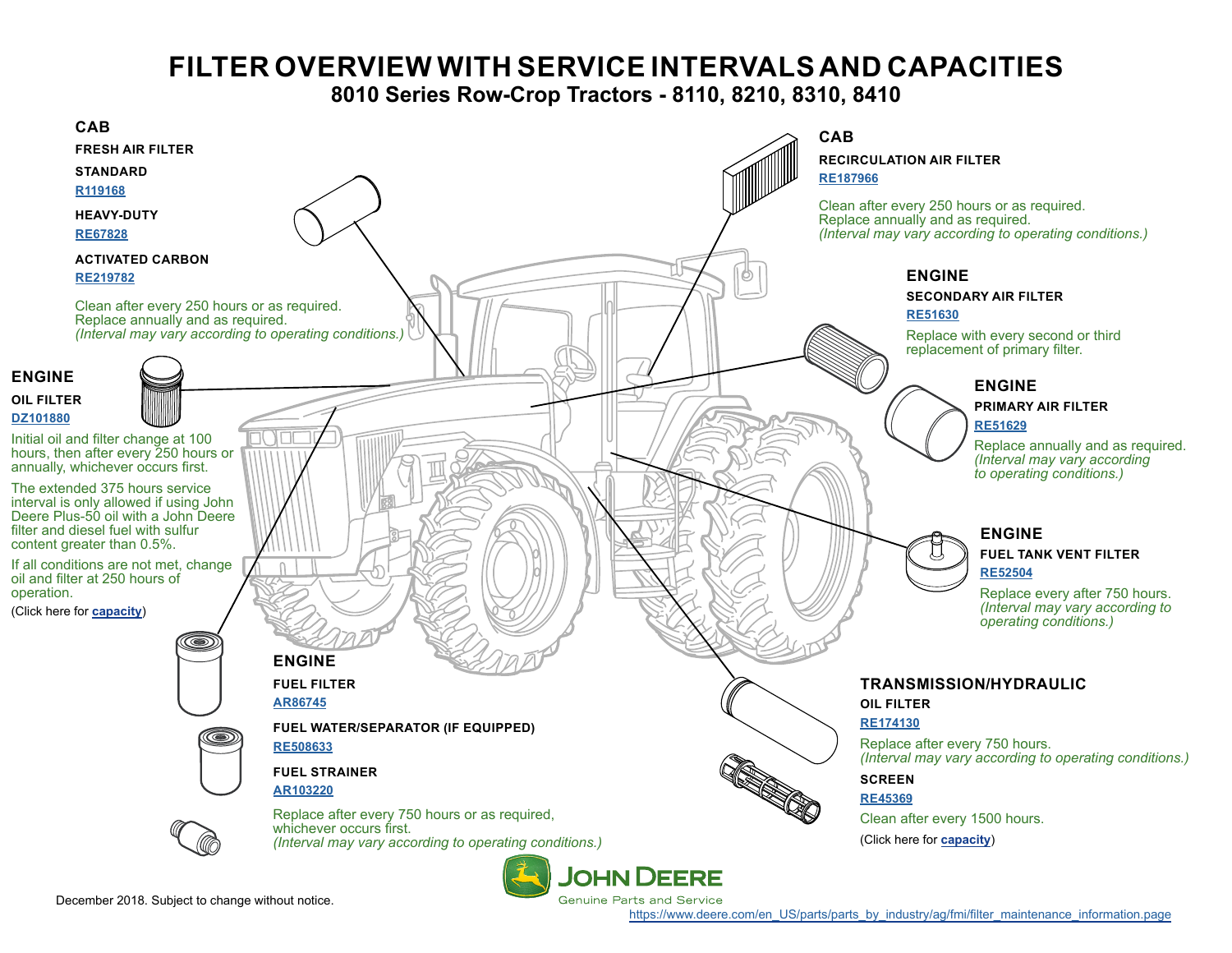# FILTER OVERVIEW WITH SERVICE INTERVALS AND CAPACITIES

## 8010 Series Row-Crop Tractors - 8110, 8210, 8310, 8410

### CAB

**FRESH AIR FILTER**

**STANDARD**

R119168

**HEAVY-DUTY**

RE67828

**ACTIVATED CARBON**

RE219782

Clean after every 250 hours or as required.
Replace annually and as required.
*(Interval may vary according to operating conditions.)*

### CAB

**RECIRCULATION AIR FILTER**

RE187966

Clean after every 250 hours or as required.
Replace annually and as required.
*(Interval may vary according to operating conditions.)*

### ENGINE

**SECONDARY AIR FILTER**

RE51630

Replace with every second or third replacement of primary filter.

### ENGINE

**PRIMARY AIR FILTER**

RE51629

Replace annually and as required.
*(Interval may vary according to operating conditions.)*

### ENGINE

**OIL FILTER**

DZ101880

Initial oil and filter change at 100 hours, then after every 250 hours or annually, whichever occurs first.

The extended 375 hours service interval is only allowed if using John Deere Plus-50 oil with a John Deere filter and diesel fuel with sulfur content greater than 0.5%.

If all conditions are not met, change oil and filter at 250 hours of operation.

(Click here for **capacity**)

### ENGINE

**FUEL TANK VENT FILTER**

RE52504

Replace every after 750 hours.
*(Interval may vary according to operating conditions.)*

### ENGINE

**FUEL FILTER**

AR86745

**FUEL WATER/SEPARATOR (IF EQUIPPED)**

RE508633

**FUEL STRAINER**

AR103220

Replace after every 750 hours or as required, whichever occurs first.
*(Interval may vary according to operating conditions.)*

### TRANSMISSION/HYDRAULIC

**OIL FILTER**

RE174130

Replace after every 750 hours.
*(Interval may vary according to operating conditions.)*

**SCREEN**

RE45369

Clean after every 1500 hours.

(Click here for **capacity**)

December 2018. Subject to change without notice.

JOHN DEERE
Genuine Parts and Service
https://www.deere.com/en_US/parts/parts_by_industry/ag/fmi/filter_maintenance_information.page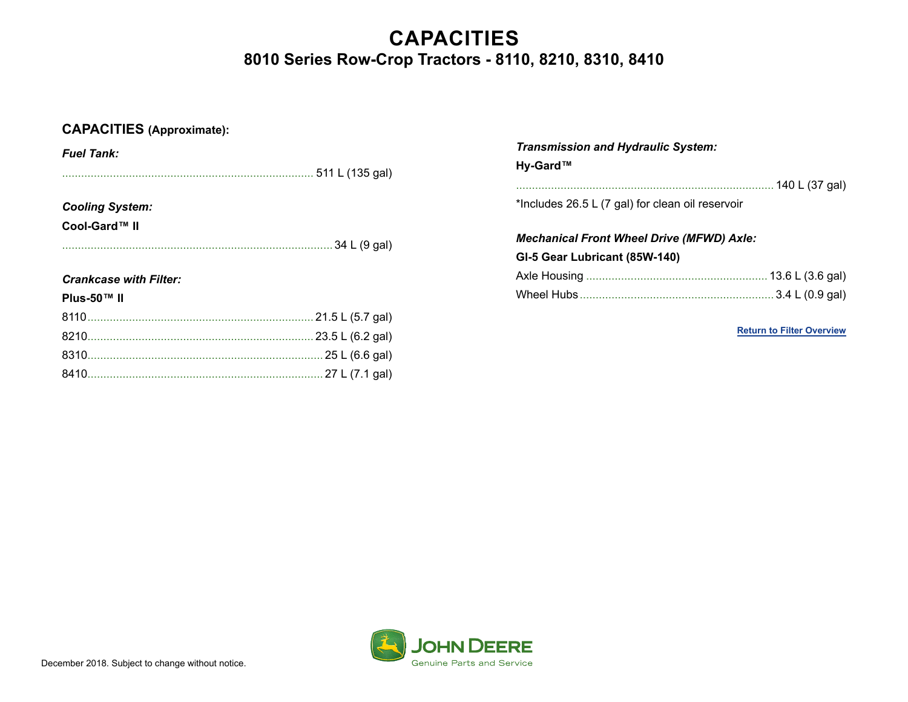# CAPACITIES

## 8010 Series Row-Crop Tractors - 8110, 8210, 8310, 8410

### CAPACITIES (Approximate):

***Fuel Tank:***

........................................................................... 511 L (135 gal)

***Cooling System:***

**Cool-Gard™ II**

........................................................................... 34 L (9 gal)

***Crankcase with Filter:***

**Plus-50™ II**

8110 ........................................................................ 21.5 L (5.7 gal)
8210 ........................................................................ 23.5 L (6.2 gal)
8310 ........................................................................ 25 L (6.6 gal)
8410 ........................................................................ 27 L (7.1 gal)

***Transmission and Hydraulic System:***

**Hy-Gard™**

........................................................................... 140 L (37 gal)

*Includes 26.5 L (7 gal) for clean oil reservoir

***Mechanical Front Wheel Drive (MFWD) Axle:***

**GI-5 Gear Lubricant (85W-140)**

Axle Housing ........................................................ 13.6 L (3.6 gal)
Wheel Hubs ........................................................... 3.4 L (0.9 gal)

Return to Filter Overview

JOHN DEERE
Genuine Parts and Service

December 2018. Subject to change without notice.